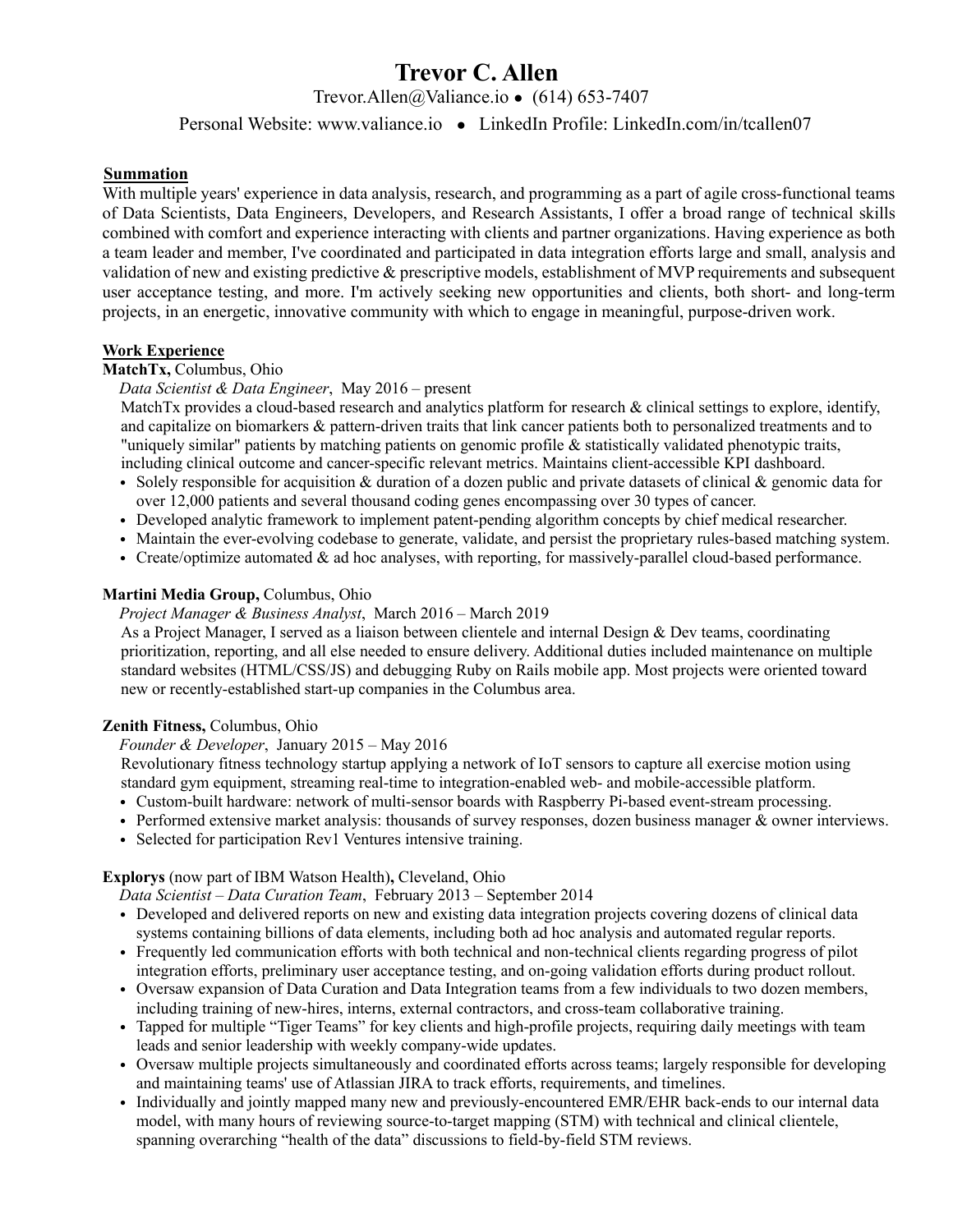# Trevor C. Allen

Trevor.Allen@Valiance.io • (614) 653-7407

Personal Website: www.valiance.io • LinkedIn Profile: LinkedIn.com/in/tcallen07

## Summation

With multiple years' experience in data analysis, research, and programming as a part of agile cross-functional teams of Data Scientists, Data Engineers, Developers, and Research Assistants, I offer a broad range of technical skills combined with comfort and experience interacting with clients and partner organizations. Having experience as both a team leader and member, I've coordinated and participated in data integration efforts large and small, analysis and validation of new and existing predictive & prescriptive models, establishment of MVP requirements and subsequent user acceptance testing, and more. I'm actively seeking new opportunities and clients, both short- and long-term projects, in an energetic, innovative community with which to engage in meaningful, purpose-driven work.

## Work Experience

**MatchTx,** Columbus, Ohio

*Data Scientist & Data Engineer*, May 2016 – present

MatchTx provides a cloud-based research and analytics platform for research & clinical settings to explore, identify, and capitalize on biomarkers & pattern-driven traits that link cancer patients both to personalized treatments and to "uniquely similar" patients by matching patients on genomic profile & statistically validated phenotypic traits, including clinical outcome and cancer-specific relevant metrics. Maintains client-accessible KPI dashboard.

- Solely responsible for acquisition & duration of a dozen public and private datasets of clinical & genomic data for over 12,000 patients and several thousand coding genes encompassing over 30 types of cancer.
- Developed analytic framework to implement patent-pending algorithm concepts by chief medical researcher.
- Maintain the ever-evolving codebase to generate, validate, and persist the proprietary rules-based matching system.
- Create/optimize automated & ad hoc analyses, with reporting, for massively-parallel cloud-based performance.

**Martini Media Group,** Columbus, Ohio

*Project Manager & Business Analyst*, March 2016 – March 2019

As a Project Manager, I served as a liaison between clientele and internal Design & Dev teams, coordinating prioritization, reporting, and all else needed to ensure delivery. Additional duties included maintenance on multiple standard websites (HTML/CSS/JS) and debugging Ruby on Rails mobile app. Most projects were oriented toward new or recently-established start-up companies in the Columbus area.

**Zenith Fitness,** Columbus, Ohio

*Founder & Developer*, January 2015 – May 2016

Revolutionary fitness technology startup applying a network of IoT sensors to capture all exercise motion using standard gym equipment, streaming real-time to integration-enabled web- and mobile-accessible platform.

- Custom-built hardware: network of multi-sensor boards with Raspberry Pi-based event-stream processing.
- Performed extensive market analysis: thousands of survey responses, dozen business manager & owner interviews.
- Selected for participation Rev1 Ventures intensive training.

**Explorys** (now part of IBM Watson Health)**,** Cleveland, Ohio

*Data Scientist – Data Curation Team*, February 2013 – September 2014

- Developed and delivered reports on new and existing data integration projects covering dozens of clinical data systems containing billions of data elements, including both ad hoc analysis and automated regular reports.
- Frequently led communication efforts with both technical and non-technical clients regarding progress of pilot integration efforts, preliminary user acceptance testing, and on-going validation efforts during product rollout.
- Oversaw expansion of Data Curation and Data Integration teams from a few individuals to two dozen members, including training of new-hires, interns, external contractors, and cross-team collaborative training.
- Tapped for multiple "Tiger Teams" for key clients and high-profile projects, requiring daily meetings with team leads and senior leadership with weekly company-wide updates.
- Oversaw multiple projects simultaneously and coordinated efforts across teams; largely responsible for developing and maintaining teams' use of Atlassian JIRA to track efforts, requirements, and timelines.
- Individually and jointly mapped many new and previously-encountered EMR/EHR back-ends to our internal data model, with many hours of reviewing source-to-target mapping (STM) with technical and clinical clientele, spanning overarching "health of the data" discussions to field-by-field STM reviews.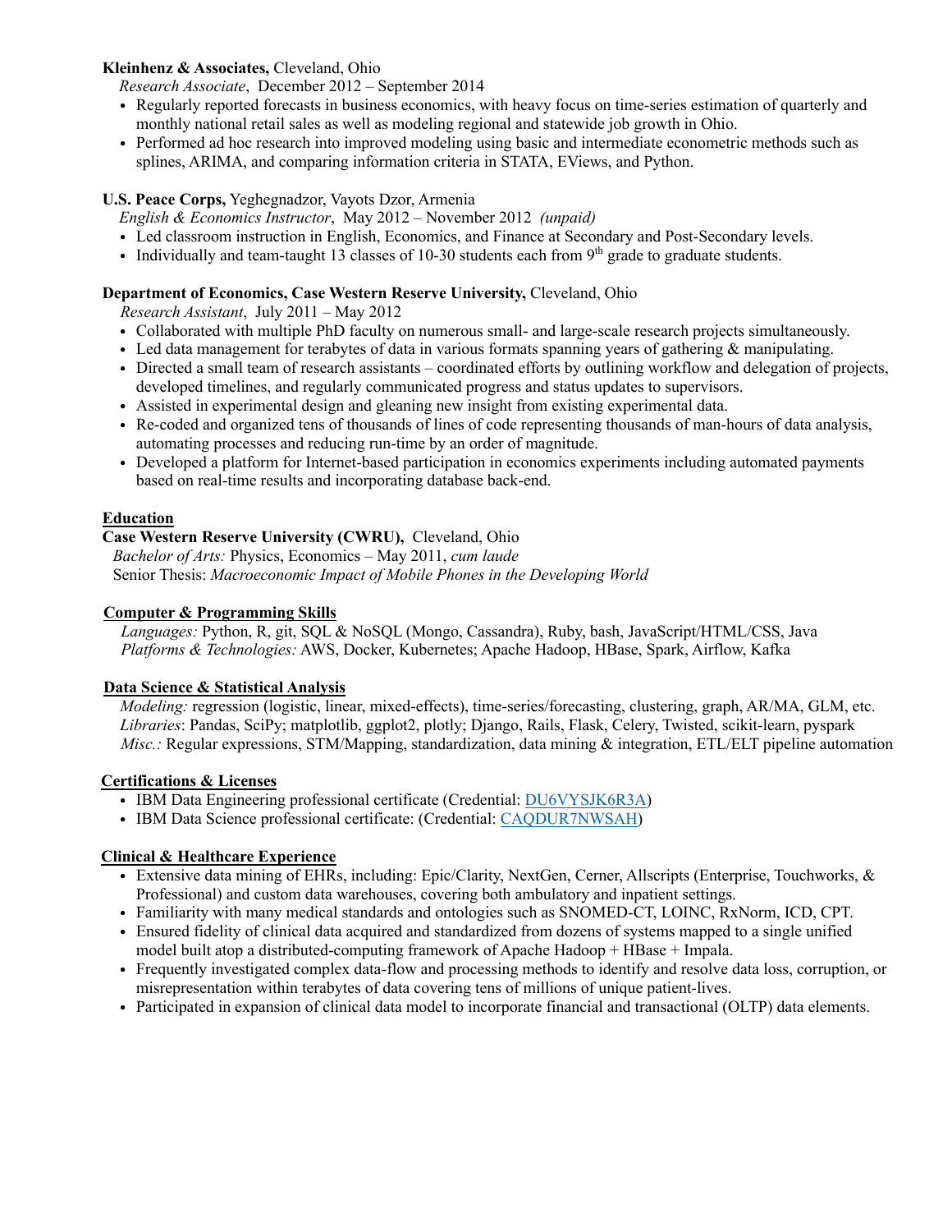**Kleinhenz & Associates,** Cleveland, Ohio

*Research Associate*, December 2012 – September 2014

- Regularly reported forecasts in business economics, with heavy focus on time-series estimation of quarterly and monthly national retail sales as well as modeling regional and statewide job growth in Ohio.
- Performed ad hoc research into improved modeling using basic and intermediate econometric methods such as splines, ARIMA, and comparing information criteria in STATA, EViews, and Python.

**U.S. Peace Corps,** Yeghegnadzor, Vayots Dzor, Armenia

*English & Economics Instructor*, May 2012 – November 2012 *(unpaid)*

- Led classroom instruction in English, Economics, and Finance at Secondary and Post-Secondary levels.
- Individually and team-taught 13 classes of 10-30 students each from 9th grade to graduate students.

**Department of Economics, Case Western Reserve University,** Cleveland, Ohio

*Research Assistant*, July 2011 – May 2012

- Collaborated with multiple PhD faculty on numerous small- and large-scale research projects simultaneously.
- Led data management for terabytes of data in various formats spanning years of gathering & manipulating.
- Directed a small team of research assistants – coordinated efforts by outlining workflow and delegation of projects, developed timelines, and regularly communicated progress and status updates to supervisors.
- Assisted in experimental design and gleaning new insight from existing experimental data.
- Re-coded and organized tens of thousands of lines of code representing thousands of man-hours of data analysis, automating processes and reducing run-time by an order of magnitude.
- Developed a platform for Internet-based participation in economics experiments including automated payments based on real-time results and incorporating database back-end.

## Education

**Case Western Reserve University (CWRU),** Cleveland, Ohio

*Bachelor of Arts:* Physics, Economics – May 2011, *cum laude*

Senior Thesis: *Macroeconomic Impact of Mobile Phones in the Developing World*

## Computer & Programming Skills

*Languages:* Python, R, git, SQL & NoSQL (Mongo, Cassandra), Ruby, bash, JavaScript/HTML/CSS, Java

*Platforms & Technologies:* AWS, Docker, Kubernetes; Apache Hadoop, HBase, Spark, Airflow, Kafka

## Data Science & Statistical Analysis

*Modeling:* regression (logistic, linear, mixed-effects), time-series/forecasting, clustering, graph, AR/MA, GLM, etc.

*Libraries*: Pandas, SciPy; matplotlib, ggplot2, plotly; Django, Rails, Flask, Celery, Twisted, scikit-learn, pyspark

*Misc.:* Regular expressions, STM/Mapping, standardization, data mining & integration, ETL/ELT pipeline automation

## Certifications & Licenses

- IBM Data Engineering professional certificate (Credential: DU6VYSJK6R3A)
- IBM Data Science professional certificate: (Credential: CAQDUR7NWSAH)

## Clinical & Healthcare Experience

- Extensive data mining of EHRs, including: Epic/Clarity, NextGen, Cerner, Allscripts (Enterprise, Touchworks, & Professional) and custom data warehouses, covering both ambulatory and inpatient settings.
- Familiarity with many medical standards and ontologies such as SNOMED-CT, LOINC, RxNorm, ICD, CPT.
- Ensured fidelity of clinical data acquired and standardized from dozens of systems mapped to a single unified model built atop a distributed-computing framework of Apache Hadoop + HBase + Impala.
- Frequently investigated complex data-flow and processing methods to identify and resolve data loss, corruption, or misrepresentation within terabytes of data covering tens of millions of unique patient-lives.
- Participated in expansion of clinical data model to incorporate financial and transactional (OLTP) data elements.